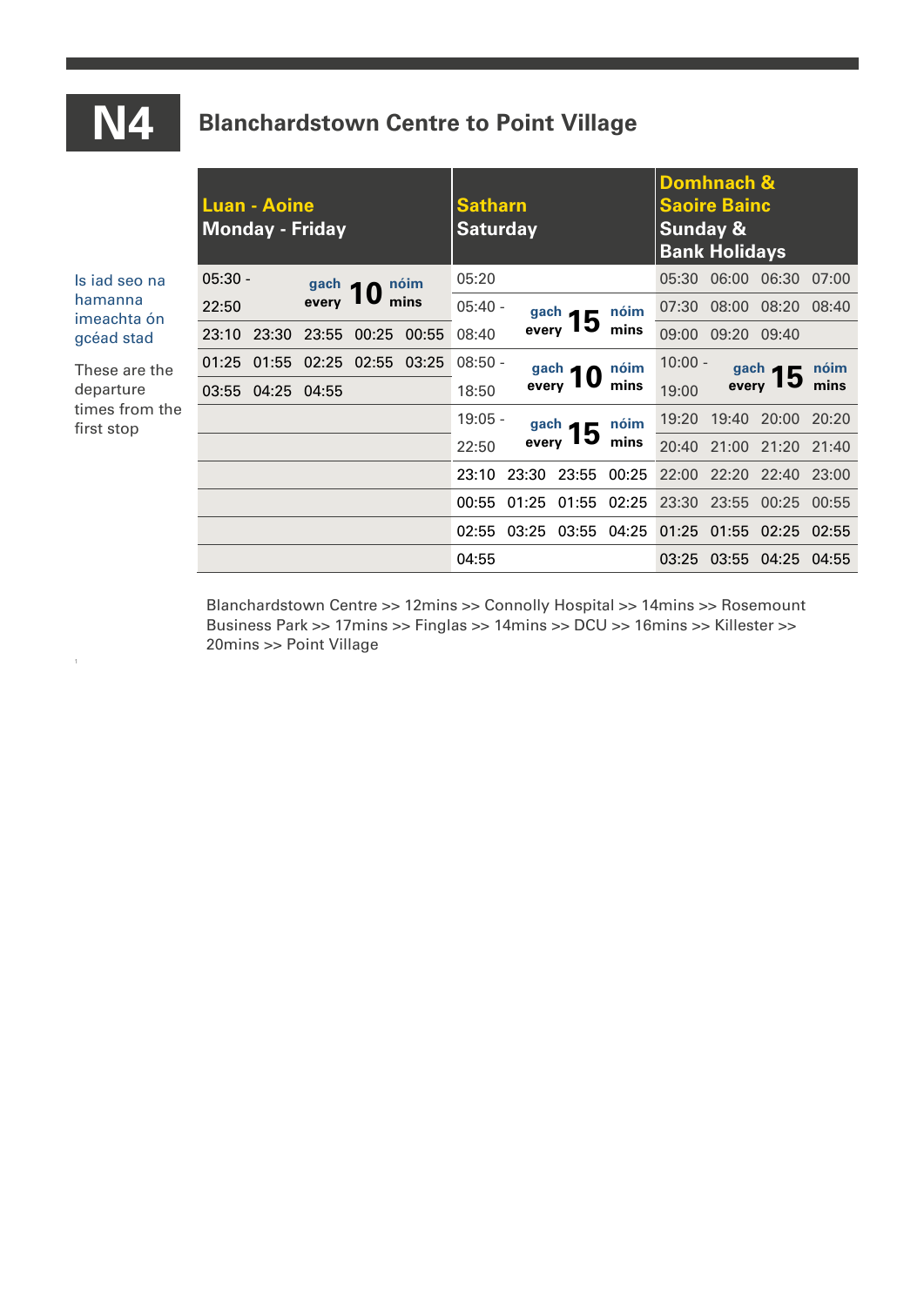# N4

## Blanchardstown Centre to Point Village

Is iad seo na hamanna imeachta ón gcéad stad

These are the departure times from the first stop

| Luan - Aoine<br>Monday - Friday | | | | | Satharn<br>Saturday | | | | Domhnach & Saoire Bainc<br>Sunday & Bank Holidays | | | |
|---|---|---|---|---|---|---|---|---|---|---|---|---|
| 05:30 - 22:50 | gach every 10 nóim mins | | | | 05:20 | | | | 05:30 | 06:00 | 06:30 | 07:00 |
| | | | | | 05:40 - 08:40 | gach every 15 nóim mins | | | 07:30 | 08:00 | 08:20 | 08:40 |
| 23:10 | 23:30 | 23:55 | 00:25 | 00:55 | | | | | 09:00 | 09:20 | 09:40 | |
| 01:25 | 01:55 | 02:25 | 02:55 | 03:25 | 08:50 - 18:50 | gach every 10 nóim mins | | | 10:00 - 19:00 | gach every 15 nóim mins | | |
| 03:55 | 04:25 | 04:55 | | | | | | | | | | |
| | | | | | 19:05 - 22:50 | gach every 15 nóim mins | | | 19:20 | 19:40 | 20:00 | 20:20 |
| | | | | | | | | | 20:40 | 21:00 | 21:20 | 21:40 |
| | | | | | 23:10 | 23:30 | 23:55 | 00:25 | 22:00 | 22:20 | 22:40 | 23:00 |
| | | | | | 00:55 | 01:25 | 01:55 | 02:25 | 23:30 | 23:55 | 00:25 | 00:55 |
| | | | | | 02:55 | 03:25 | 03:55 | 04:25 | 01:25 | 01:55 | 02:25 | 02:55 |
| | | | | | 04:55 | | | | 03:25 | 03:55 | 04:25 | 04:55 |

Blanchardstown Centre >> 12mins >> Connolly Hospital >> 14mins >> Rosemount Business Park >> 17mins >> Finglas >> 14mins >> DCU >> 16mins >> Killester >> 20mins >> Point Village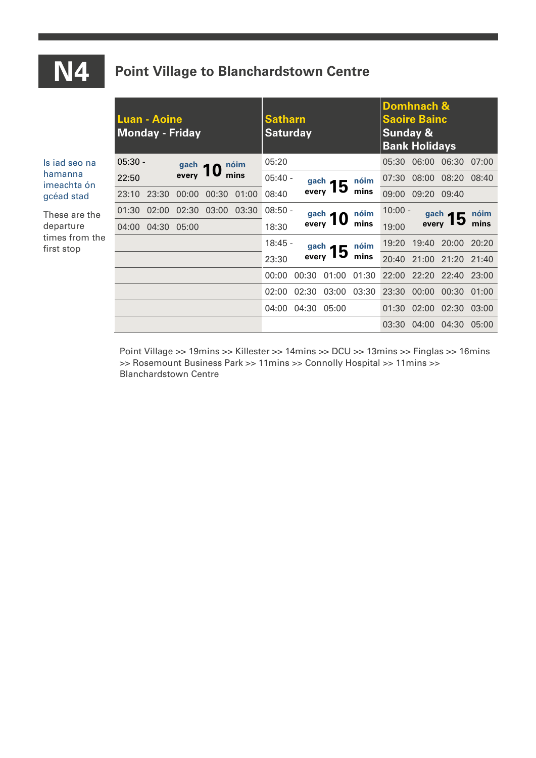# N4 Point Village to Blanchardstown Centre

Is iad seo na hamanna imeachta ón gcéad stad

These are the departure times from the first stop

| Luan - Aoine / Monday - Friday | | | | | Satharn / Saturday | | | | Domhnach & Saoire Bainc / Sunday & Bank Holidays | | | |
|---|---|---|---|---|---|---|---|---|---|---|---|---|
| 05:30 - 22:50 | gach every 10 nóim mins | | | | 05:20 | | | | 05:30 | 06:00 | 06:30 | 07:00 |
| | | | | | 05:40 - 08:40 | gach every 15 nóim mins | | | 07:30 | 08:00 | 08:20 | 08:40 |
| 23:10 | 23:30 | 00:00 | 00:30 | 01:00 | | | | | 09:00 | 09:20 | 09:40 | |
| 01:30 | 02:00 | 02:30 | 03:00 | 03:30 | 08:50 - 18:30 | gach every 10 nóim mins | | | 10:00 - 19:00 | gach every 15 nóim mins | | |
| 04:00 | 04:30 | 05:00 | | | | | | | | | | |
| | | | | | 18:45 - 23:30 | gach every 15 nóim mins | | | 19:20 | 19:40 | 20:00 | 20:20 |
| | | | | | | | | | 20:40 | 21:00 | 21:20 | 21:40 |
| | | | | | 00:00 | 00:30 | 01:00 | 01:30 | 22:00 | 22:20 | 22:40 | 23:00 |
| | | | | | 02:00 | 02:30 | 03:00 | 03:30 | 23:30 | 00:00 | 00:30 | 01:00 |
| | | | | | 04:00 | 04:30 | 05:00 | | 01:30 | 02:00 | 02:30 | 03:00 |
| | | | | | | | | | 03:30 | 04:00 | 04:30 | 05:00 |

Point Village >> 19mins >> Killester >> 14mins >> DCU >> 13mins >> Finglas >> 16mins >> Rosemount Business Park >> 11mins >> Connolly Hospital >> 11mins >> Blanchardstown Centre